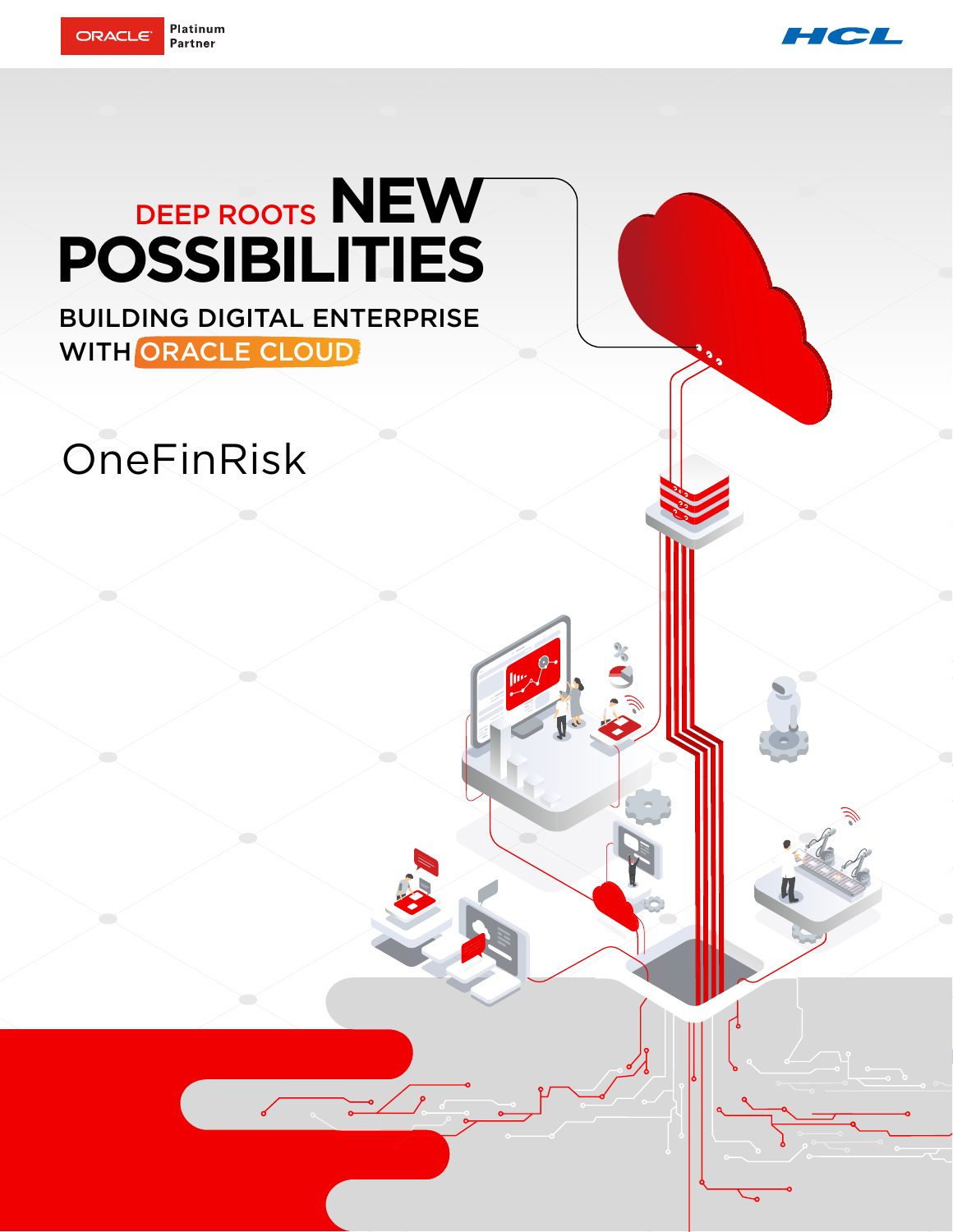ORACLE Platinum Partner

HCL

# DEEP ROOTS NEW POSSIBILITIES

## BUILDING DIGITAL ENTERPRISE WITH ORACLE CLOUD

OneFinRisk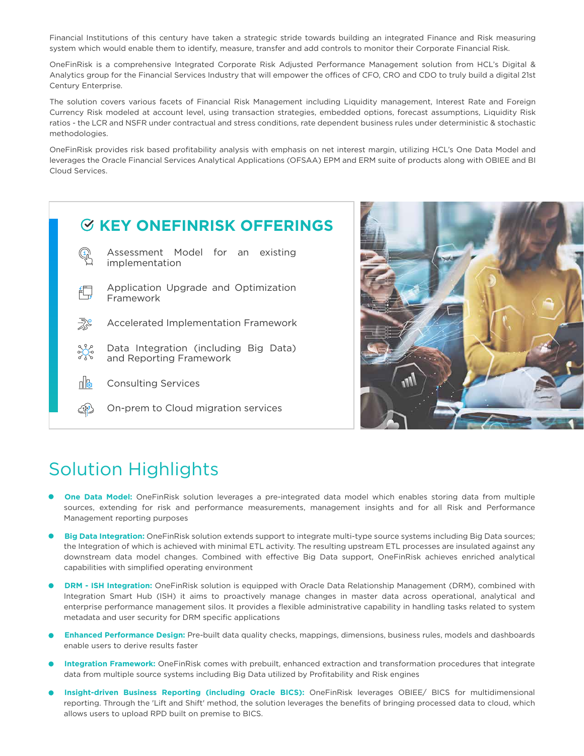Financial Institutions of this century have taken a strategic stride towards building an integrated Finance and Risk measuring system which would enable them to identify, measure, transfer and add controls to monitor their Corporate Financial Risk.

OneFinRisk is a comprehensive Integrated Corporate Risk Adjusted Performance Management solution from HCL's Digital & Analytics group for the Financial Services Industry that will empower the offices of CFO, CRO and CDO to truly build a digital 21st Century Enterprise.

The solution covers various facets of Financial Risk Management including Liquidity management, Interest Rate and Foreign Currency Risk modeled at account level, using transaction strategies, embedded options, forecast assumptions, Liquidity Risk ratios - the LCR and NSFR under contractual and stress conditions, rate dependent business rules under deterministic & stochastic methodologies.

OneFinRisk provides risk based profitability analysis with emphasis on net interest margin, utilizing HCL's One Data Model and leverages the Oracle Financial Services Analytical Applications (OFSAA) EPM and ERM suite of products along with OBIEE and BI Cloud Services.

## KEY ONEFINRISK OFFERINGS

- Assessment Model for an existing implementation
- Application Upgrade and Optimization Framework
- Accelerated Implementation Framework
- Data Integration (including Big Data) and Reporting Framework
- Consulting Services
- On-prem to Cloud migration services

# Solution Highlights

- **One Data Model:** OneFinRisk solution leverages a pre-integrated data model which enables storing data from multiple sources, extending for risk and performance measurements, management insights and for all Risk and Performance Management reporting purposes
- **Big Data Integration:** OneFinRisk solution extends support to integrate multi-type source systems including Big Data sources; the Integration of which is achieved with minimal ETL activity. The resulting upstream ETL processes are insulated against any downstream data model changes. Combined with effective Big Data support, OneFinRisk achieves enriched analytical capabilities with simplified operating environment
- **DRM - ISH Integration:** OneFinRisk solution is equipped with Oracle Data Relationship Management (DRM), combined with Integration Smart Hub (ISH) it aims to proactively manage changes in master data across operational, analytical and enterprise performance management silos. It provides a flexible administrative capability in handling tasks related to system metadata and user security for DRM specific applications
- **Enhanced Performance Design:** Pre-built data quality checks, mappings, dimensions, business rules, models and dashboards enable users to derive results faster
- **Integration Framework:** OneFinRisk comes with prebuilt, enhanced extraction and transformation procedures that integrate data from multiple source systems including Big Data utilized by Profitability and Risk engines
- **Insight-driven Business Reporting (including Oracle BICS):** OneFinRisk leverages OBIEE/ BICS for multidimensional reporting. Through the 'Lift and Shift' method, the solution leverages the benefits of bringing processed data to cloud, which allows users to upload RPD built on premise to BICS.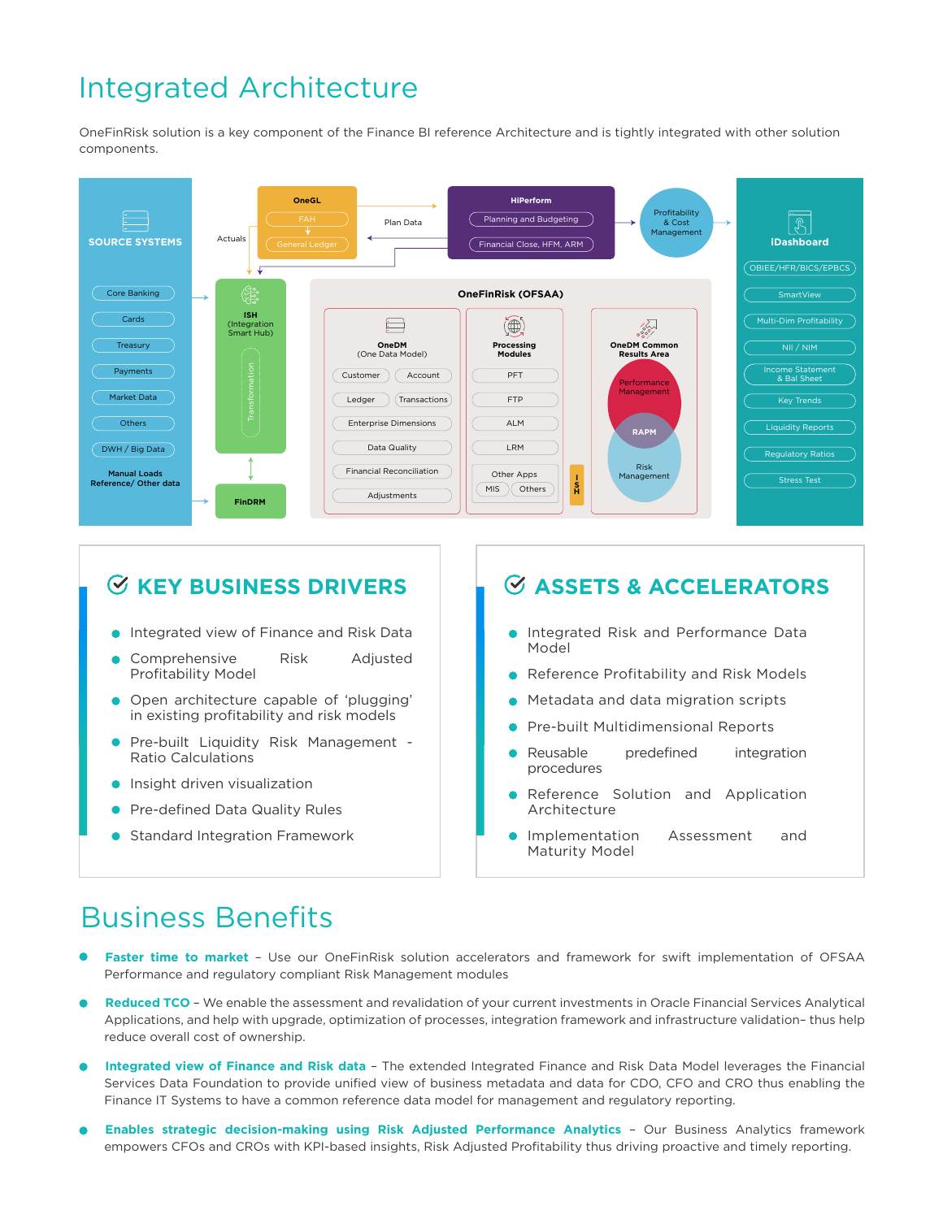# Integrated Architecture

OneFinRisk solution is a key component of the Finance BI reference Architecture and is tightly integrated with other solution components.

**SOURCE SYSTEMS**

- Core Banking
- Cards
- Treasury
- Payments
- Market Data
- Others
- DWH / Big Data

Manual Loads Reference/ Other data

Actuals

**OneGL**

- FAH
- General Ledger

Plan Data

**HiPerform**

- Planning and Budgeting
- Financial Close, HFM, ARM

Profitability & Cost Management

**ISH** (Integration Smart Hub)

Transformation

**FinDRM**

**OneFinRisk (OFSAA)**

**OneDM** (One Data Model)

- Customer
- Account
- Ledger
- Transactions
- Enterprise Dimensions
- Data Quality
- Financial Reconciliation
- Adjustments

**Processing Modules**

- PFT
- FTP
- ALM
- LRM
- Other Apps
  - MIS
  - Others

ISH

**OneDM Common Results Area**

- Performance Management
- RAPM
- Risk Management

**iDashboard**

- OBIEE/HFR/BICS/EPBCS
- SmartView
- Multi-Dim Profitability
- NII / NIM
- Income Statement & Bal Sheet
- Key Trends
- Liquidity Reports
- Regulatory Ratios
- Stress Test

## KEY BUSINESS DRIVERS

- Integrated view of Finance and Risk Data
- Comprehensive Risk Adjusted Profitability Model
- Open architecture capable of 'plugging' in existing profitability and risk models
- Pre-built Liquidity Risk Management - Ratio Calculations
- Insight driven visualization
- Pre-defined Data Quality Rules
- Standard Integration Framework

## ASSETS & ACCELERATORS

- Integrated Risk and Performance Data Model
- Reference Profitability and Risk Models
- Metadata and data migration scripts
- Pre-built Multidimensional Reports
- Reusable predefined integration procedures
- Reference Solution and Application Architecture
- Implementation Assessment and Maturity Model

# Business Benefits

- **Faster time to market** – Use our OneFinRisk solution accelerators and framework for swift implementation of OFSAA Performance and regulatory compliant Risk Management modules
- **Reduced TCO** – We enable the assessment and revalidation of your current investments in Oracle Financial Services Analytical Applications, and help with upgrade, optimization of processes, integration framework and infrastructure validation– thus help reduce overall cost of ownership.
- **Integrated view of Finance and Risk data** – The extended Integrated Finance and Risk Data Model leverages the Financial Services Data Foundation to provide unified view of business metadata and data for CDO, CFO and CRO thus enabling the Finance IT Systems to have a common reference data model for management and regulatory reporting.
- **Enables strategic decision-making using Risk Adjusted Performance Analytics** – Our Business Analytics framework empowers CFOs and CROs with KPI-based insights, Risk Adjusted Profitability thus driving proactive and timely reporting.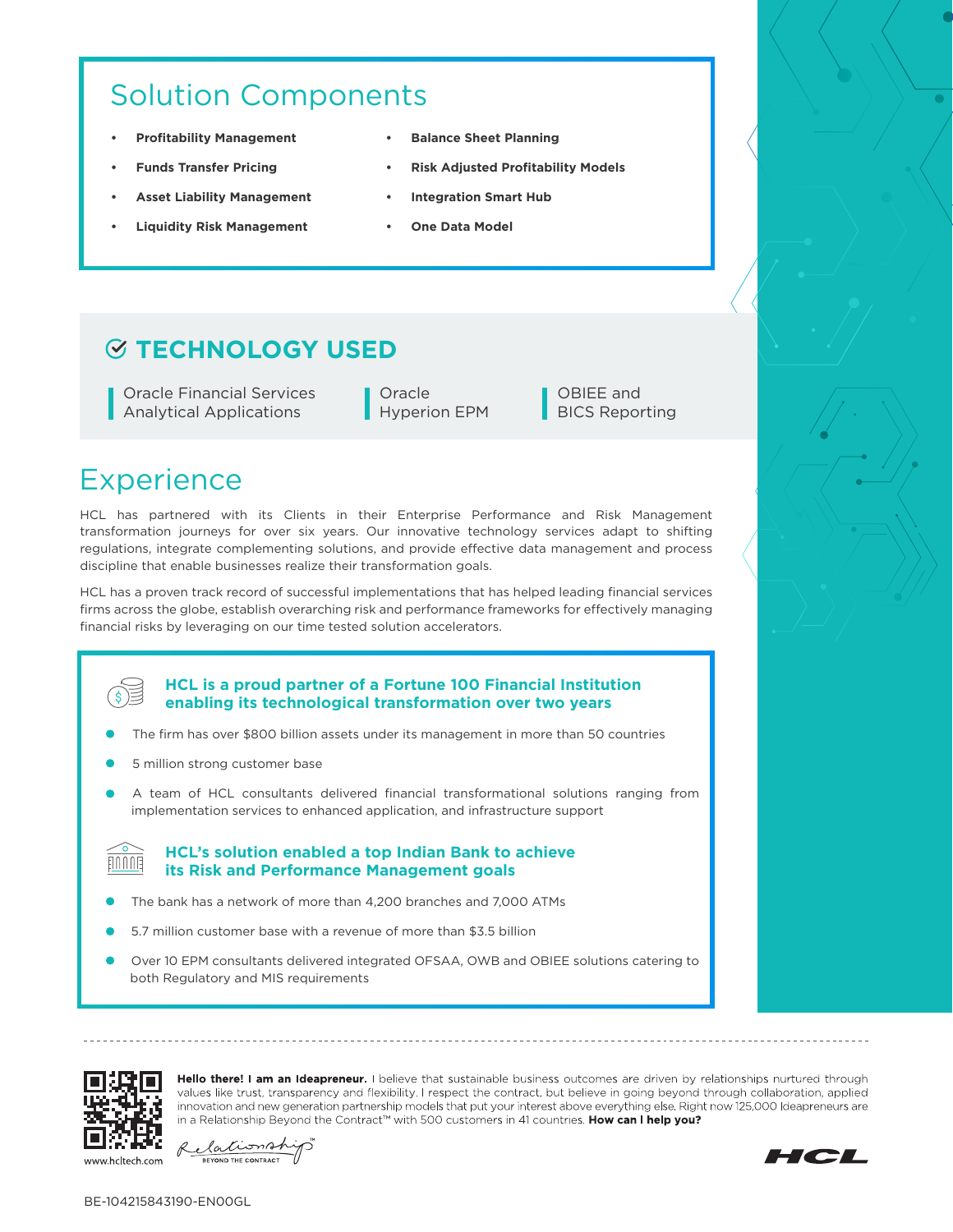## Solution Components

- **Profitability Management**
- **Funds Transfer Pricing**
- **Asset Liability Management**
- **Liquidity Risk Management**
- **Balance Sheet Planning**
- **Risk Adjusted Profitability Models**
- **Integration Smart Hub**
- **One Data Model**

## TECHNOLOGY USED

- Oracle Financial Services Analytical Applications
- Oracle Hyperion EPM
- OBIEE and BICS Reporting

## Experience

HCL has partnered with its Clients in their Enterprise Performance and Risk Management transformation journeys for over six years. Our innovative technology services adapt to shifting regulations, integrate complementing solutions, and provide effective data management and process discipline that enable businesses realize their transformation goals.

HCL has a proven track record of successful implementations that has helped leading financial services firms across the globe, establish overarching risk and performance frameworks for effectively managing financial risks by leveraging on our time tested solution accelerators.

### HCL is a proud partner of a Fortune 100 Financial Institution enabling its technological transformation over two years

- The firm has over $800 billion assets under its management in more than 50 countries
- 5 million strong customer base
- A team of HCL consultants delivered financial transformational solutions ranging from implementation services to enhanced application, and infrastructure support

### HCL's solution enabled a top Indian Bank to achieve its Risk and Performance Management goals

- The bank has a network of more than 4,200 branches and 7,000 ATMs
- 5.7 million customer base with a revenue of more than $3.5 billion
- Over 10 EPM consultants delivered integrated OFSAA, OWB and OBIEE solutions catering to both Regulatory and MIS requirements

---

**Hello there! I am an Ideapreneur.** I believe that sustainable business outcomes are driven by relationships nurtured through values like trust, transparency and flexibility. I respect the contract, but believe in going beyond through collaboration, applied innovation and new generation partnership models that put your interest above everything else. Right now 125,000 Ideapreneurs are in a Relationship Beyond the Contract™ with 500 customers in 41 countries. **How can I help you?**

Relationship BEYOND THE CONTRACT

www.hcltech.com

HCL

BE-104215843190-EN00GL